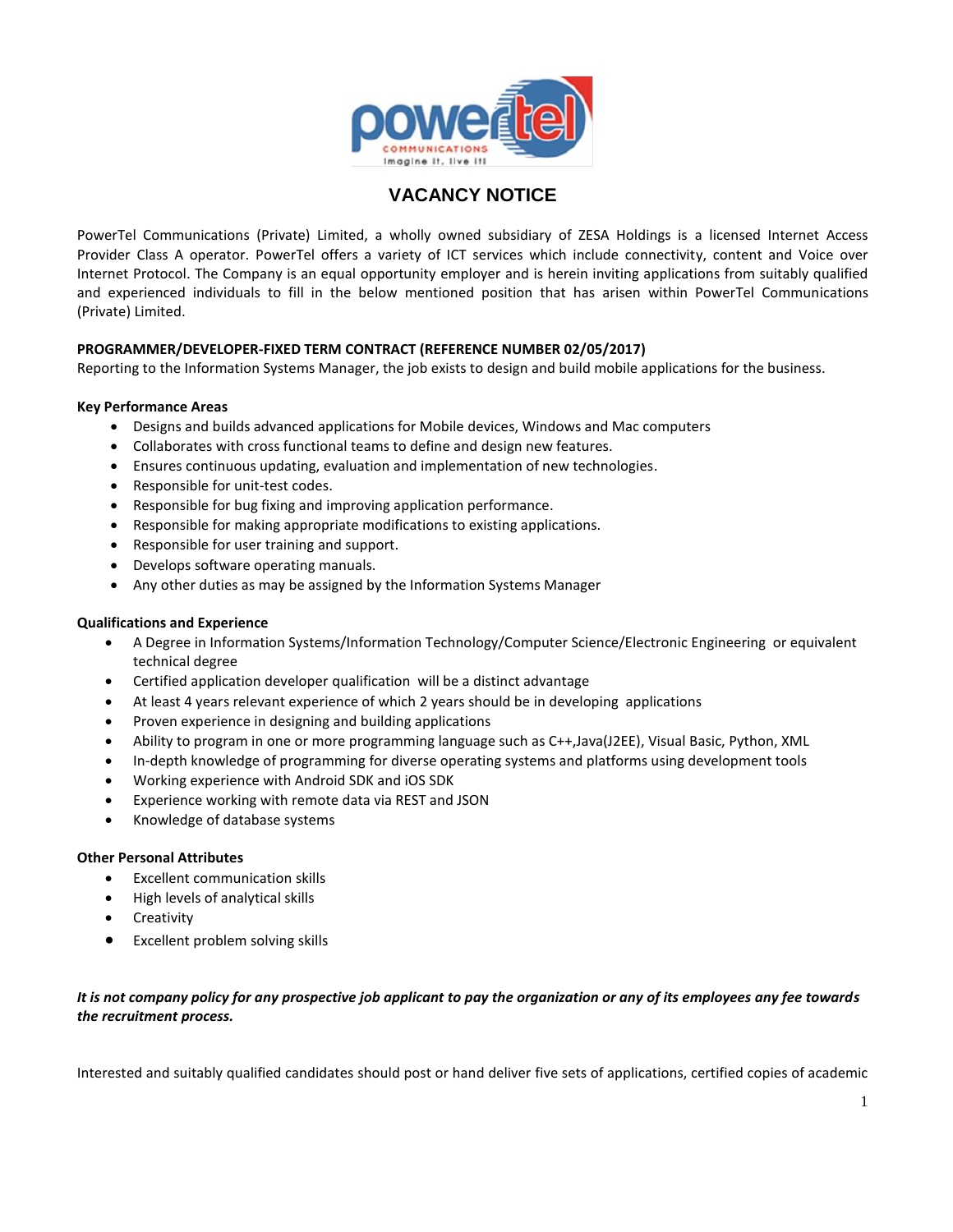# VACANCY NOTICE

PowerTel Communications (Private) Limited, a wholly owned subsidiary of ZESA Holdings is a licensed Internet Access Provider Class A operator. PowerTel offers a variety of ICT services which include connectivity, content and Voice over Internet Protocol. The Company is an equal opportunity employer and is herein inviting applications from suitably qualified and experienced individuals to fill in the below mentioned position that has arisen within PowerTel Communications (Private) Limited.

**PROGRAMMER/DEVELOPER-FIXED TERM CONTRACT (REFERENCE NUMBER 02/05/2017)**

Reporting to the Information Systems Manager, the job exists to design and build mobile applications for the business.

**Key Performance Areas**

- Designs and builds advanced applications for Mobile devices, Windows and Mac computers
- Collaborates with cross functional teams to define and design new features.
- Ensures continuous updating, evaluation and implementation of new technologies.
- Responsible for unit-test codes.
- Responsible for bug fixing and improving application performance.
- Responsible for making appropriate modifications to existing applications.
- Responsible for user training and support.
- Develops software operating manuals.
- Any other duties as may be assigned by the Information Systems Manager

**Qualifications and Experience**

- A Degree in Information Systems/Information Technology/Computer Science/Electronic Engineering or equivalent technical degree
- Certified application developer qualification will be a distinct advantage
- At least 4 years relevant experience of which 2 years should be in developing applications
- Proven experience in designing and building applications
- Ability to program in one or more programming language such as C++,Java(J2EE), Visual Basic, Python, XML
- In-depth knowledge of programming for diverse operating systems and platforms using development tools
- Working experience with Android SDK and iOS SDK
- Experience working with remote data via REST and JSON
- Knowledge of database systems

**Other Personal Attributes**

- Excellent communication skills
- High levels of analytical skills
- Creativity
- Excellent problem solving skills

***It is not company policy for any prospective job applicant to pay the organization or any of its employees any fee towards the recruitment process.***

Interested and suitably qualified candidates should post or hand deliver five sets of applications, certified copies of academic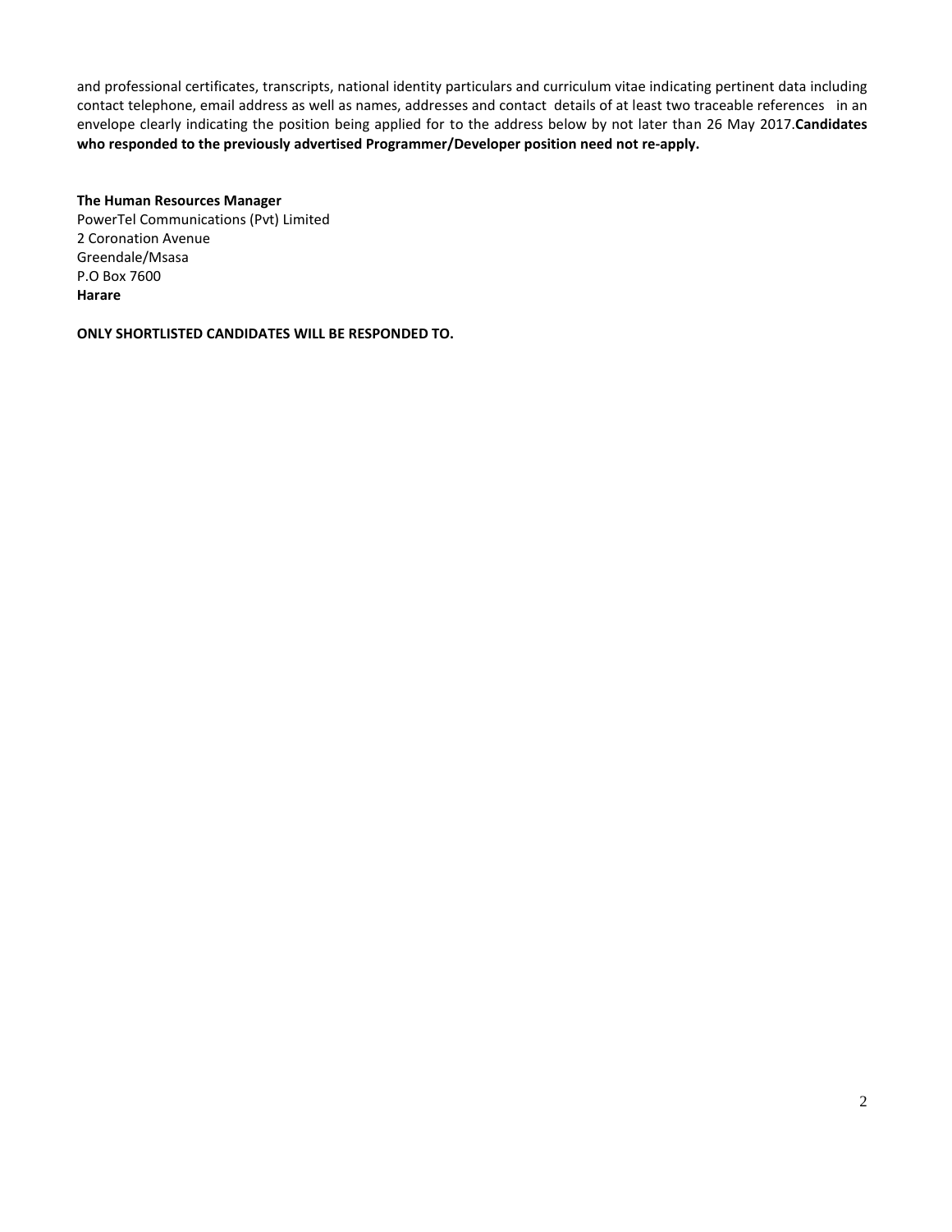and professional certificates, transcripts, national identity particulars and curriculum vitae indicating pertinent data including contact telephone, email address as well as names, addresses and contact details of at least two traceable references in an envelope clearly indicating the position being applied for to the address below by not later than 26 May 2017.**Candidates who responded to the previously advertised Programmer/Developer position need not re-apply.**

**The Human Resources Manager**
PowerTel Communications (Pvt) Limited
2 Coronation Avenue
Greendale/Msasa
P.O Box 7600
**Harare**

**ONLY SHORTLISTED CANDIDATES WILL BE RESPONDED TO.**